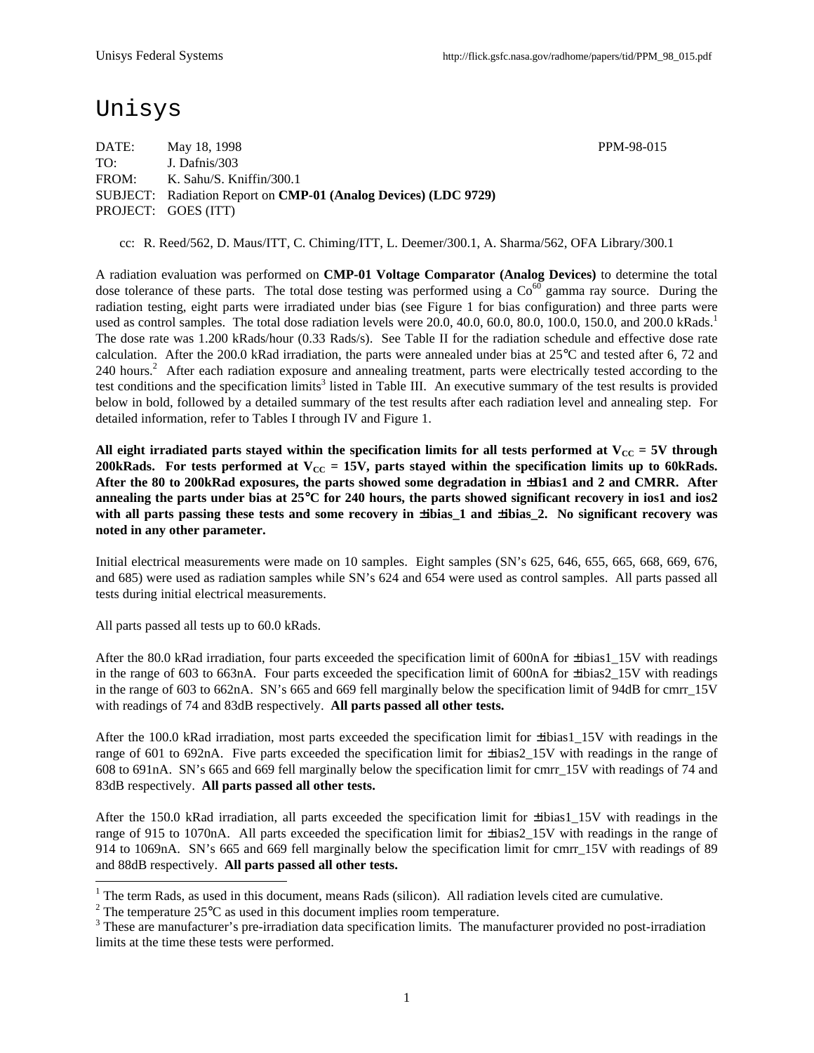Unisys

DATE: May 18, 1998 PPM-98-015
TO: J. Dafnis/303
FROM: K. Sahu/S. Kniffin/300.1
SUBJECT: Radiation Report on **CMP-01 (Analog Devices) (LDC 9729)**
PROJECT: GOES (ITT)

cc: R. Reed/562, D. Maus/ITT, C. Chiming/ITT, L. Deemer/300.1, A. Sharma/562, OFA Library/300.1

A radiation evaluation was performed on **CMP-01 Voltage Comparator (Analog Devices)** to determine the total dose tolerance of these parts. The total dose testing was performed using a $Co^{60}$ gamma ray source. During the radiation testing, eight parts were irradiated under bias (see Figure 1 for bias configuration) and three parts were used as control samples. The total dose radiation levels were 20.0, 40.0, 60.0, 80.0, 100.0, 150.0, and 200.0 kRads.[1] The dose rate was 1.200 kRads/hour (0.33 Rads/s). See Table II for the radiation schedule and effective dose rate calculation. After the 200.0 kRad irradiation, the parts were annealed under bias at 25°C and tested after 6, 72 and 240 hours.[2] After each radiation exposure and annealing treatment, parts were electrically tested according to the test conditions and the specification limits[3] listed in Table III. An executive summary of the test results is provided below in bold, followed by a detailed summary of the test results after each radiation level and annealing step. For detailed information, refer to Tables I through IV and Figure 1.

**All eight irradiated parts stayed within the specification limits for all tests performed at $V_{CC}$ = 5V through 200kRads. For tests performed at $V_{CC}$ = 15V, parts stayed within the specification limits up to 60kRads. After the 80 to 200kRad exposures, the parts showed some degradation in ±Ibias1 and 2 and CMRR. After annealing the parts under bias at 25°C for 240 hours, the parts showed significant recovery in ios1 and ios2 with all parts passing these tests and some recovery in ±ibias_1 and ±ibias_2. No significant recovery was noted in any other parameter.**

Initial electrical measurements were made on 10 samples. Eight samples (SN's 625, 646, 655, 665, 668, 669, 676, and 685) were used as radiation samples while SN's 624 and 654 were used as control samples. All parts passed all tests during initial electrical measurements.

All parts passed all tests up to 60.0 kRads.

After the 80.0 kRad irradiation, four parts exceeded the specification limit of 600nA for ±ibias1_15V with readings in the range of 603 to 663nA. Four parts exceeded the specification limit of 600nA for ±ibias2_15V with readings in the range of 603 to 662nA. SN's 665 and 669 fell marginally below the specification limit of 94dB for cmrr_15V with readings of 74 and 83dB respectively. **All parts passed all other tests.**

After the 100.0 kRad irradiation, most parts exceeded the specification limit for ±ibias1_15V with readings in the range of 601 to 692nA. Five parts exceeded the specification limit for ±ibias2_15V with readings in the range of 608 to 691nA. SN's 665 and 669 fell marginally below the specification limit for cmrr_15V with readings of 74 and 83dB respectively. **All parts passed all other tests.**

After the 150.0 kRad irradiation, all parts exceeded the specification limit for ±ibias1_15V with readings in the range of 915 to 1070nA. All parts exceeded the specification limit for ±ibias2_15V with readings in the range of 914 to 1069nA. SN's 665 and 669 fell marginally below the specification limit for cmrr_15V with readings of 89 and 88dB respectively. **All parts passed all other tests.**

---

[1] The term Rads, as used in this document, means Rads (silicon). All radiation levels cited are cumulative.

[2] The temperature 25°C as used in this document implies room temperature.

[3] These are manufacturer's pre-irradiation data specification limits. The manufacturer provided no post-irradiation limits at the time these tests were performed.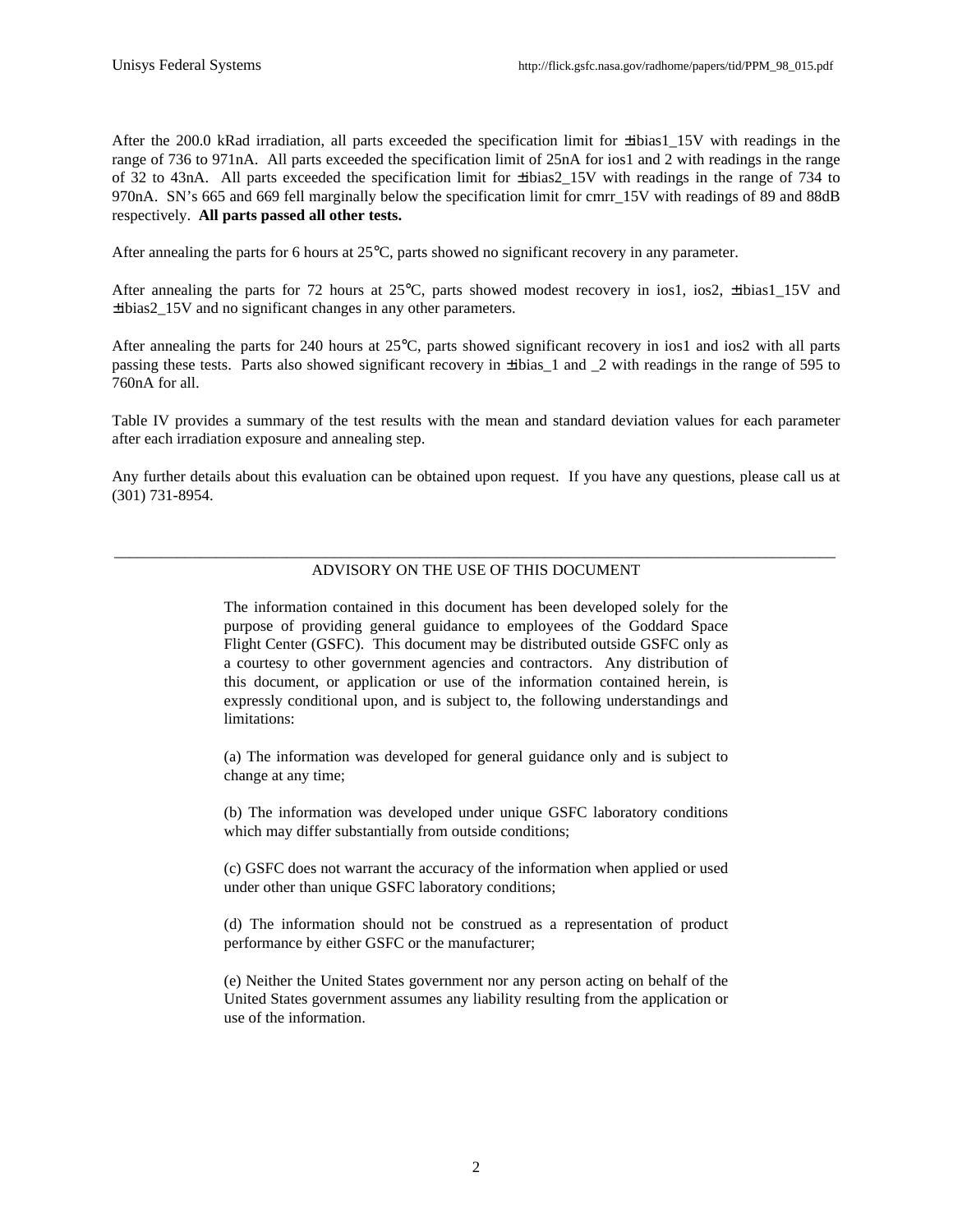After the 200.0 kRad irradiation, all parts exceeded the specification limit for ±ibias1_15V with readings in the range of 736 to 971nA. All parts exceeded the specification limit of 25nA for ios1 and 2 with readings in the range of 32 to 43nA. All parts exceeded the specification limit for ±ibias2_15V with readings in the range of 734 to 970nA. SN's 665 and 669 fell marginally below the specification limit for cmrr_15V with readings of 89 and 88dB respectively. **All parts passed all other tests.**

After annealing the parts for 6 hours at 25°C, parts showed no significant recovery in any parameter.

After annealing the parts for 72 hours at 25°C, parts showed modest recovery in ios1, ios2, ±ibias1_15V and ±ibias2_15V and no significant changes in any other parameters.

After annealing the parts for 240 hours at 25°C, parts showed significant recovery in ios1 and ios2 with all parts passing these tests. Parts also showed significant recovery in ±ibias_1 and _2 with readings in the range of 595 to 760nA for all.

Table IV provides a summary of the test results with the mean and standard deviation values for each parameter after each irradiation exposure and annealing step.

Any further details about this evaluation can be obtained upon request. If you have any questions, please call us at (301) 731-8954.

---

ADVISORY ON THE USE OF THIS DOCUMENT

The information contained in this document has been developed solely for the purpose of providing general guidance to employees of the Goddard Space Flight Center (GSFC). This document may be distributed outside GSFC only as a courtesy to other government agencies and contractors. Any distribution of this document, or application or use of the information contained herein, is expressly conditional upon, and is subject to, the following understandings and limitations:

(a) The information was developed for general guidance only and is subject to change at any time;

(b) The information was developed under unique GSFC laboratory conditions which may differ substantially from outside conditions;

(c) GSFC does not warrant the accuracy of the information when applied or used under other than unique GSFC laboratory conditions;

(d) The information should not be construed as a representation of product performance by either GSFC or the manufacturer;

(e) Neither the United States government nor any person acting on behalf of the United States government assumes any liability resulting from the application or use of the information.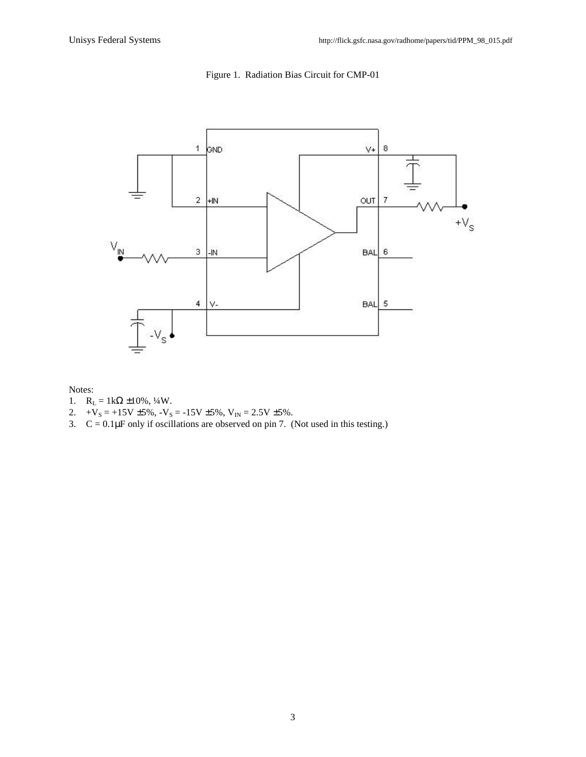Figure 1. Radiation Bias Circuit for CMP-01

Notes:

1. $R_L$ = 1kΩ ±10%, ¼W.
2. $+V_S$ = +15V ±5%, $-V_S$ = -15V ±5%, $V_{IN}$ = 2.5V ±5%.
3. C = 0.1μF only if oscillations are observed on pin 7. (Not used in this testing.)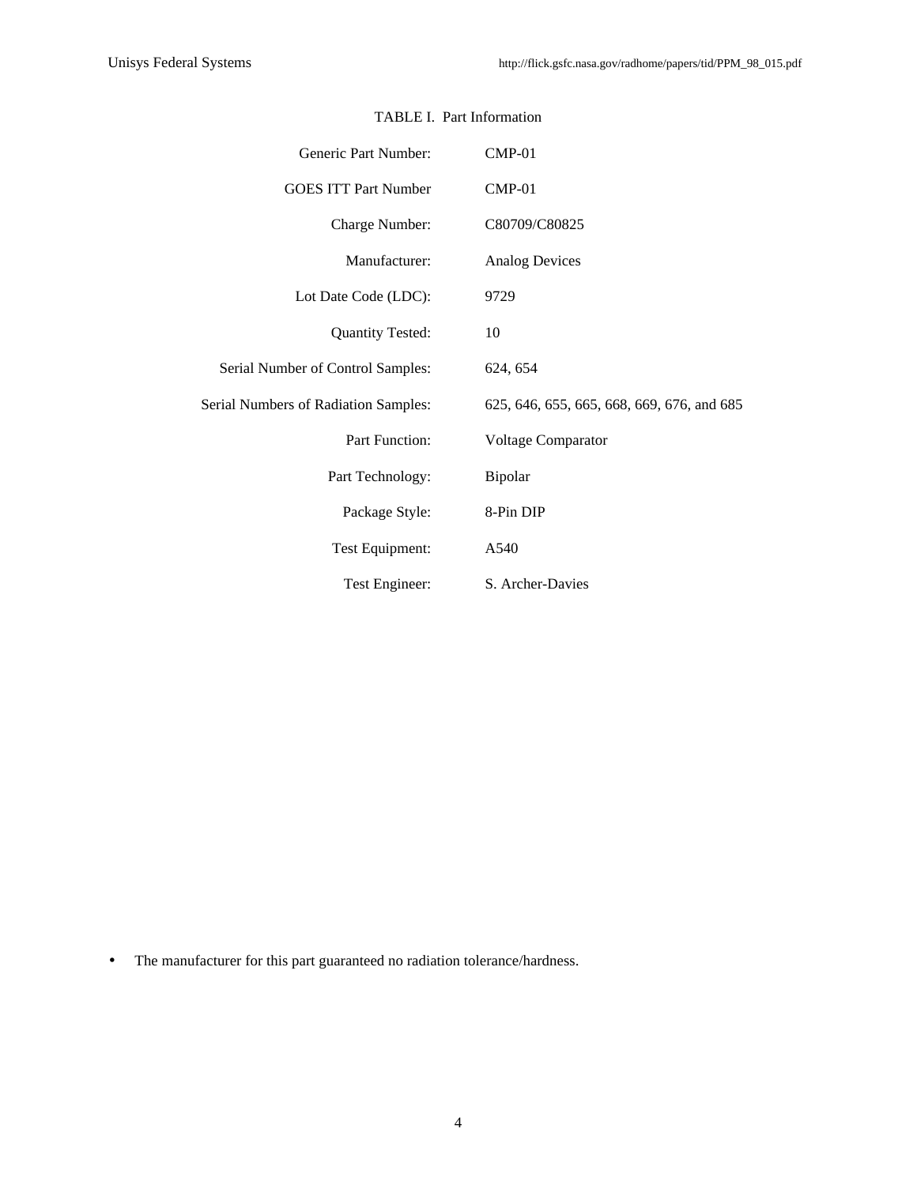TABLE I. Part Information

| | |
|---|---|
| Generic Part Number: | CMP-01 |
| GOES ITT Part Number | CMP-01 |
| Charge Number: | C80709/C80825 |
| Manufacturer: | Analog Devices |
| Lot Date Code (LDC): | 9729 |
| Quantity Tested: | 10 |
| Serial Number of Control Samples: | 624, 654 |
| Serial Numbers of Radiation Samples: | 625, 646, 655, 665, 668, 669, 676, and 685 |
| Part Function: | Voltage Comparator |
| Part Technology: | Bipolar |
| Package Style: | 8-Pin DIP |
| Test Equipment: | A540 |
| Test Engineer: | S. Archer-Davies |

- The manufacturer for this part guaranteed no radiation tolerance/hardness.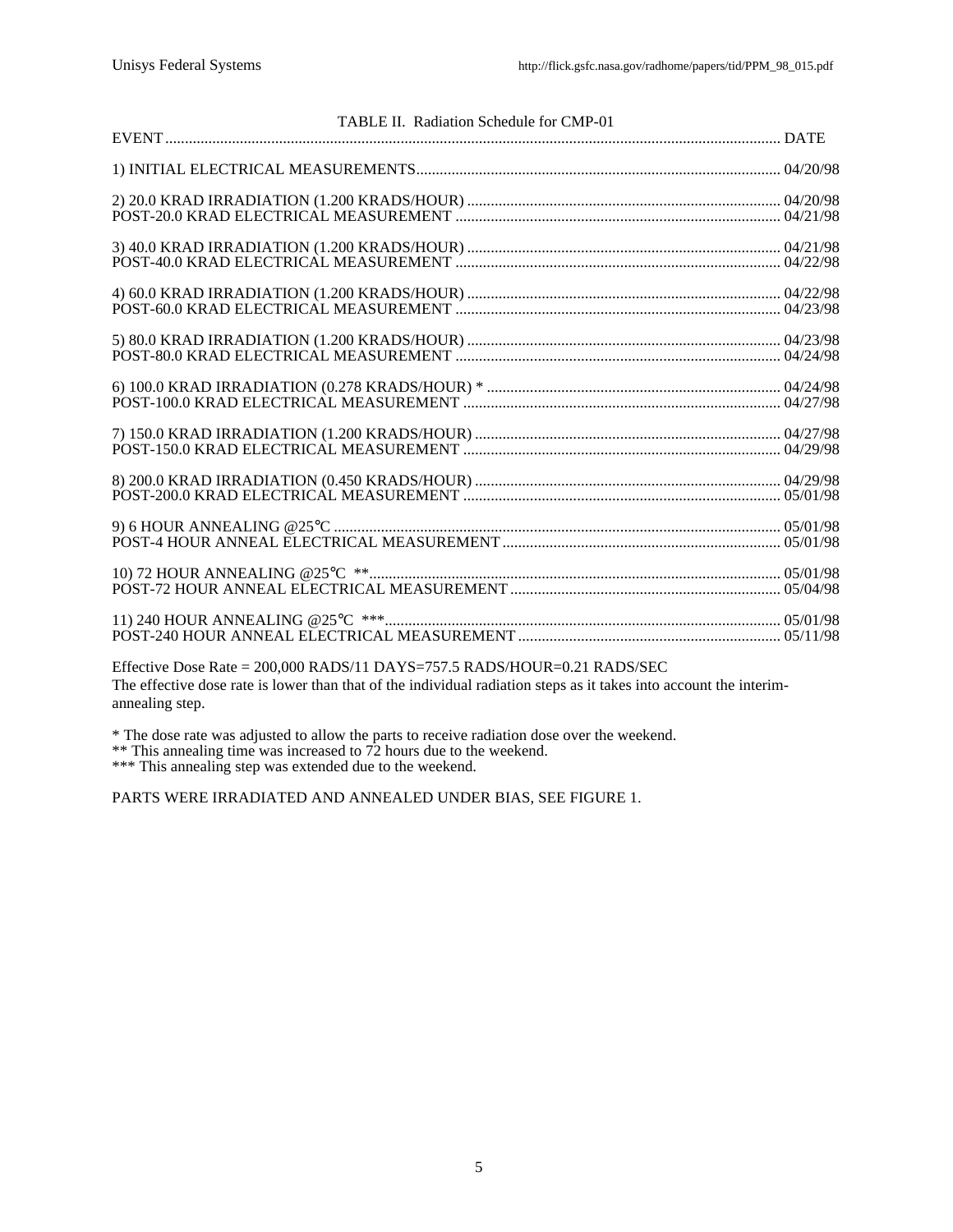TABLE II. Radiation Schedule for CMP-01

| EVENT | DATE |
|---|---|
| 1) INITIAL ELECTRICAL MEASUREMENTS | 04/20/98 |
| 2) 20.0 KRAD IRRADIATION (1.200 KRADS/HOUR) | 04/20/98 |
| POST-20.0 KRAD ELECTRICAL MEASUREMENT | 04/21/98 |
| 3) 40.0 KRAD IRRADIATION (1.200 KRADS/HOUR) | 04/21/98 |
| POST-40.0 KRAD ELECTRICAL MEASUREMENT | 04/22/98 |
| 4) 60.0 KRAD IRRADIATION (1.200 KRADS/HOUR) | 04/22/98 |
| POST-60.0 KRAD ELECTRICAL MEASUREMENT | 04/23/98 |
| 5) 80.0 KRAD IRRADIATION (1.200 KRADS/HOUR) | 04/23/98 |
| POST-80.0 KRAD ELECTRICAL MEASUREMENT | 04/24/98 |
| 6) 100.0 KRAD IRRADIATION (0.278 KRADS/HOUR) * | 04/24/98 |
| POST-100.0 KRAD ELECTRICAL MEASUREMENT | 04/27/98 |
| 7) 150.0 KRAD IRRADIATION (1.200 KRADS/HOUR) | 04/27/98 |
| POST-150.0 KRAD ELECTRICAL MEASUREMENT | 04/29/98 |
| 8) 200.0 KRAD IRRADIATION (0.450 KRADS/HOUR) | 04/29/98 |
| POST-200.0 KRAD ELECTRICAL MEASUREMENT | 05/01/98 |
| 9) 6 HOUR ANNEALING @25°C | 05/01/98 |
| POST-4 HOUR ANNEAL ELECTRICAL MEASUREMENT | 05/01/98 |
| 10) 72 HOUR ANNEALING @25°C ** | 05/01/98 |
| POST-72 HOUR ANNEAL ELECTRICAL MEASUREMENT | 05/04/98 |
| 11) 240 HOUR ANNEALING @25°C *** | 05/01/98 |
| POST-240 HOUR ANNEAL ELECTRICAL MEASUREMENT | 05/11/98 |

Effective Dose Rate = 200,000 RADS/11 DAYS=757.5 RADS/HOUR=0.21 RADS/SEC
The effective dose rate is lower than that of the individual radiation steps as it takes into account the interim-annealing step.

* The dose rate was adjusted to allow the parts to receive radiation dose over the weekend.
** This annealing time was increased to 72 hours due to the weekend.
*** This annealing step was extended due to the weekend.

PARTS WERE IRRADIATED AND ANNEALED UNDER BIAS, SEE FIGURE 1.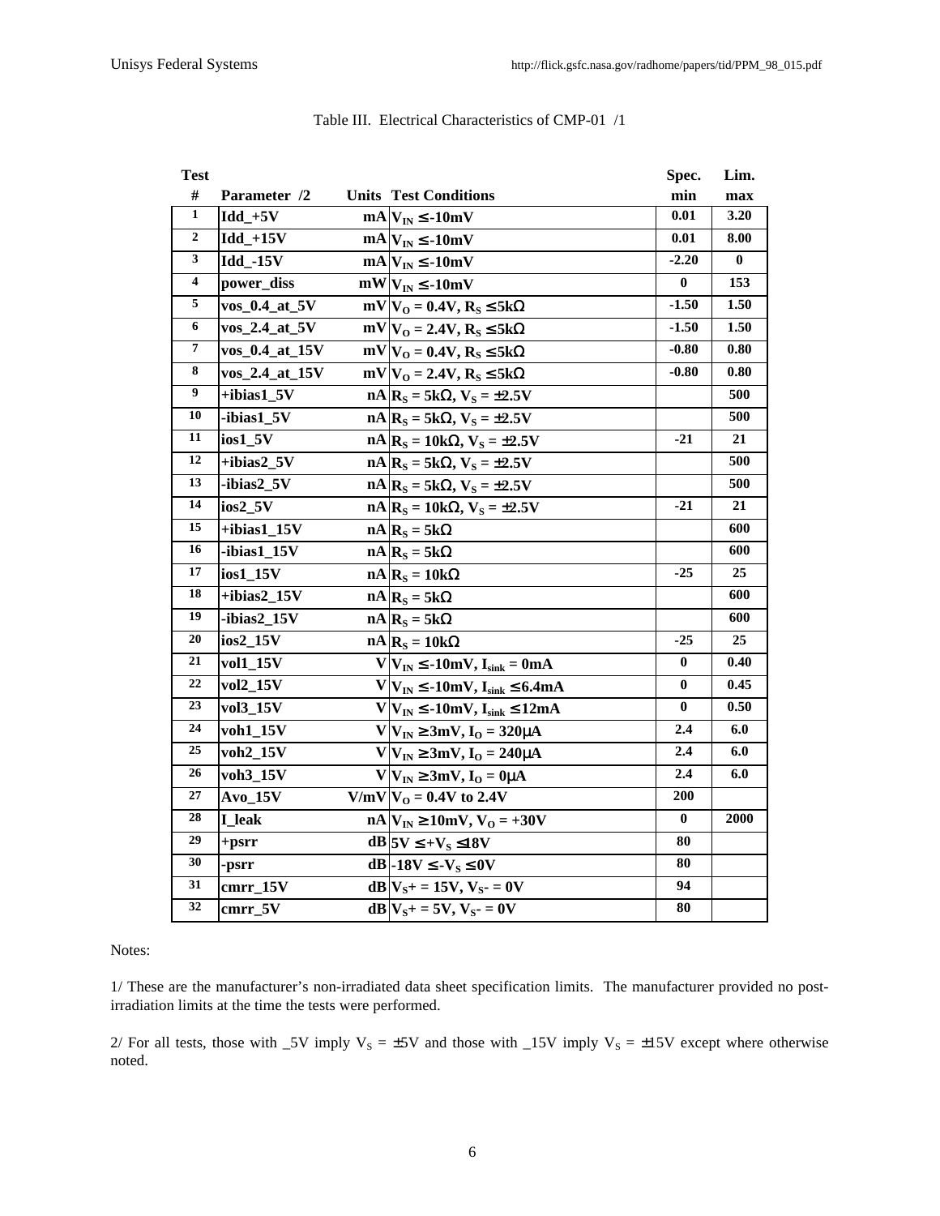Table III. Electrical Characteristics of CMP-01 /1

| Test # | Parameter /2 | Units | Test Conditions | Spec. min | Lim. max |
|---|---|---|---|---|---|
| 1 | Idd_+5V | mA | $V_{IN} \leq$ -10mV | 0.01 | 3.20 |
| 2 | Idd_+15V | mA | $V_{IN} \leq$ -10mV | 0.01 | 8.00 |
| 3 | Idd_-15V | mA | $V_{IN} \leq$ -10mV | -2.20 | 0 |
| 4 | power_diss | mW | $V_{IN} \leq$ -10mV | 0 | 153 |
| 5 | vos_0.4_at_5V | mV | $V_O$ = 0.4V, $R_S \leq$ 5kΩ | -1.50 | 1.50 |
| 6 | vos_2.4_at_5V | mV | $V_O$ = 2.4V, $R_S \leq$ 5kΩ | -1.50 | 1.50 |
| 7 | vos_0.4_at_15V | mV | $V_O$ = 0.4V, $R_S \leq$ 5kΩ | -0.80 | 0.80 |
| 8 | vos_2.4_at_15V | mV | $V_O$ = 2.4V, $R_S \leq$ 5kΩ | -0.80 | 0.80 |
| 9 | +ibias1_5V | nA | $R_S$ = 5kΩ, $V_S$ = ±2.5V | | 500 |
| 10 | -ibias1_5V | nA | $R_S$ = 5kΩ, $V_S$ = ±2.5V | | 500 |
| 11 | ios1_5V | nA | $R_S$ = 10kΩ, $V_S$ = ±2.5V | -21 | 21 |
| 12 | +ibias2_5V | nA | $R_S$ = 5kΩ, $V_S$ = ±2.5V | | 500 |
| 13 | -ibias2_5V | nA | $R_S$ = 5kΩ, $V_S$ = ±2.5V | | 500 |
| 14 | ios2_5V | nA | $R_S$ = 10kΩ, $V_S$ = ±2.5V | -21 | 21 |
| 15 | +ibias1_15V | nA | $R_S$ = 5kΩ | | 600 |
| 16 | -ibias1_15V | nA | $R_S$ = 5kΩ | | 600 |
| 17 | ios1_15V | nA | $R_S$ = 10kΩ | -25 | 25 |
| 18 | +ibias2_15V | nA | $R_S$ = 5kΩ | | 600 |
| 19 | -ibias2_15V | nA | $R_S$ = 5kΩ | | 600 |
| 20 | ios2_15V | nA | $R_S$ = 10kΩ | -25 | 25 |
| 21 | vol1_15V | V | $V_{IN} \leq$ -10mV, $I_{sink}$ = 0mA | 0 | 0.40 |
| 22 | vol2_15V | V | $V_{IN} \leq$ -10mV, $I_{sink} \leq$ 6.4mA | 0 | 0.45 |
| 23 | vol3_15V | V | $V_{IN} \leq$ -10mV, $I_{sink} \leq$ 12mA | 0 | 0.50 |
| 24 | voh1_15V | V | $V_{IN} \geq$ 3mV, $I_O$ = 320μA | 2.4 | 6.0 |
| 25 | voh2_15V | V | $V_{IN} \geq$ 3mV, $I_O$ = 240μA | 2.4 | 6.0 |
| 26 | voh3_15V | V | $V_{IN} \geq$ 3mV, $I_O$ = 0μA | 2.4 | 6.0 |
| 27 | Avo_15V | V/mV | $V_O$ = 0.4V to 2.4V | 200 | |
| 28 | I_leak | nA | $V_{IN} \geq$ 10mV, $V_O$ = +30V | 0 | 2000 |
| 29 | +psrr | dB | 5V $\leq +V_S \leq$ 18V | 80 | |
| 30 | -psrr | dB | -18V $\leq -V_S \leq$ 0V | 80 | |
| 31 | cmrr_15V | dB | $V_S$+ = 15V, $V_S$- = 0V | 94 | |
| 32 | cmrr_5V | dB | $V_S$+ = 5V, $V_S$- = 0V | 80 | |

Notes:

1/ These are the manufacturer's non-irradiated data sheet specification limits. The manufacturer provided no post-irradiation limits at the time the tests were performed.

2/ For all tests, those with _5V imply $V_S$ = ±5V and those with _15V imply $V_S$ = ±15V except where otherwise noted.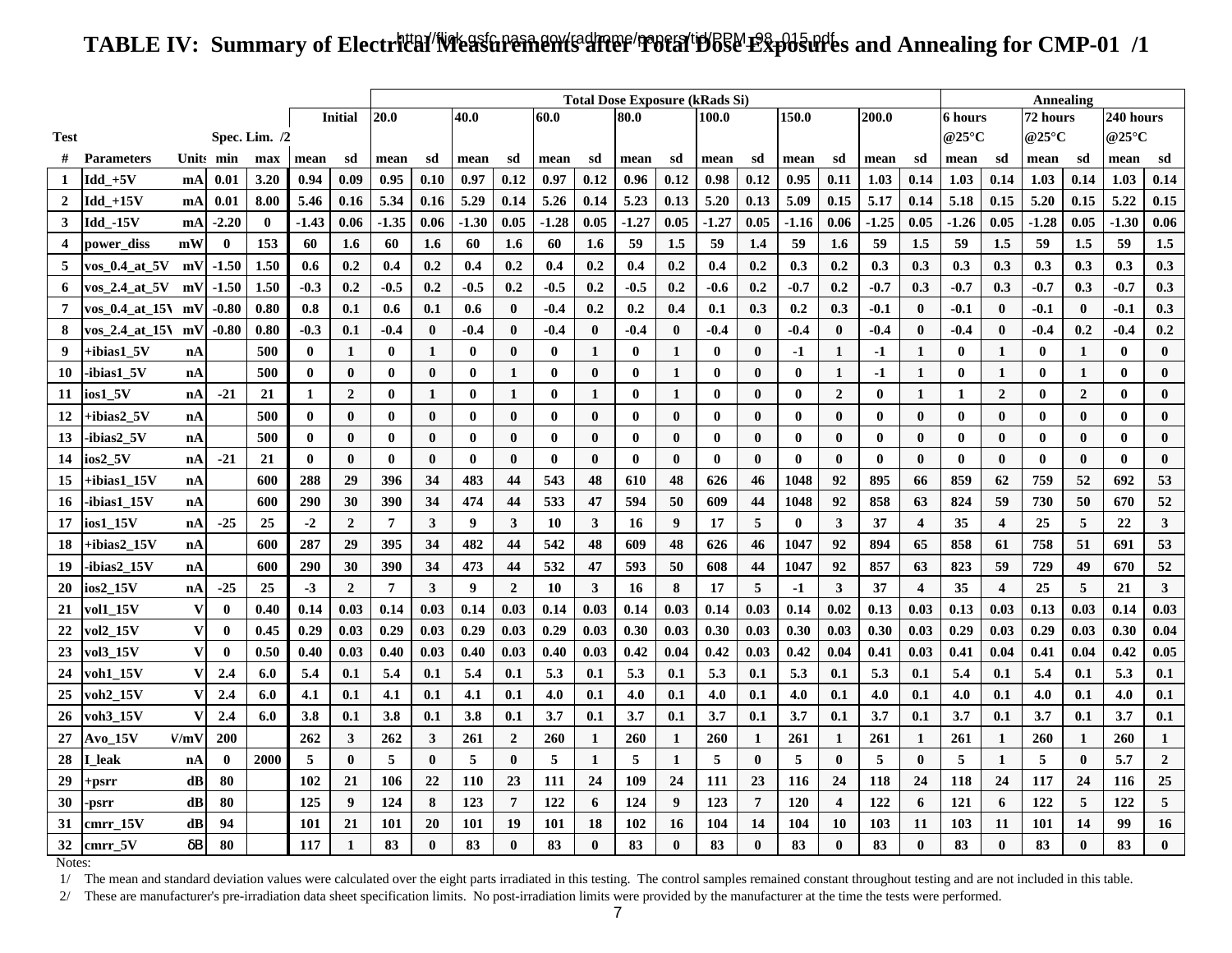# TABLE IV: Summary of Electrical Measurements after Total Dose Exposures and Annealing for CMP-01 /1

http://flick.gsfc.nasa.gov/radhome/papers/tid/PPM_98_015.pdf

| | | | | | | | Total Dose Exposure (kRads Si) | | | | | | | | | | | | | | | | Annealing | | | | | |
|---|---|---|---|---|---|---|---|---|---|---|---|---|---|---|---|---|---|---|---|---|---|---|---|---|---|---|---|---|
| | | | | | Initial | | 20.0 | | 40.0 | | 60.0 | | 80.0 | | 100.0 | | 150.0 | | 200.0 | | 6 hours @25°C | | 72 hours @25°C | | 240 hours @25°C | |
| Test | | | Spec. Lim. /2 | | | | | | | | | | | | | | | | | | | | | | | |
| # | Parameters | Units | min | max | mean | sd | mean | sd | mean | sd | mean | sd | mean | sd | mean | sd | mean | sd | mean | sd | mean | sd | mean | sd | mean | sd |
| 1 | Idd_+5V | mA | 0.01 | 3.20 | 0.94 | 0.09 | 0.95 | 0.10 | 0.97 | 0.12 | 0.97 | 0.12 | 0.96 | 0.12 | 0.98 | 0.12 | 0.95 | 0.11 | 1.03 | 0.14 | 1.03 | 0.14 | 1.03 | 0.14 | 1.03 | 0.14 |
| 2 | Idd_+15V | mA | 0.01 | 8.00 | 5.46 | 0.16 | 5.34 | 0.16 | 5.29 | 0.14 | 5.26 | 0.14 | 5.23 | 0.13 | 5.20 | 0.13 | 5.09 | 0.15 | 5.17 | 0.14 | 5.18 | 0.15 | 5.20 | 0.15 | 5.22 | 0.15 |
| 3 | Idd_-15V | mA | -2.20 | 0 | -1.43 | 0.06 | -1.35 | 0.06 | -1.30 | 0.05 | -1.28 | 0.05 | -1.27 | 0.05 | -1.27 | 0.05 | -1.16 | 0.06 | -1.25 | 0.05 | -1.26 | 0.05 | -1.28 | 0.05 | -1.30 | 0.06 |
| 4 | power_diss | mW | 0 | 153 | 60 | 1.6 | 60 | 1.6 | 60 | 1.6 | 60 | 1.6 | 59 | 1.5 | 59 | 1.4 | 59 | 1.6 | 59 | 1.5 | 59 | 1.5 | 59 | 1.5 | 59 | 1.5 |
| 5 | vos_0.4_at_5V | mV | -1.50 | 1.50 | 0.6 | 0.2 | 0.4 | 0.2 | 0.4 | 0.2 | 0.4 | 0.2 | 0.4 | 0.2 | 0.4 | 0.2 | 0.3 | 0.2 | 0.3 | 0.3 | 0.3 | 0.3 | 0.3 | 0.3 | 0.3 | 0.3 |
| 6 | vos_2.4_at_5V | mV | -1.50 | 1.50 | -0.3 | 0.2 | -0.5 | 0.2 | -0.5 | 0.2 | -0.5 | 0.2 | -0.5 | 0.2 | -0.6 | 0.2 | -0.7 | 0.2 | -0.7 | 0.3 | -0.7 | 0.3 | -0.7 | 0.3 | -0.7 | 0.3 |
| 7 | vos_0.4_at_15V | mV | -0.80 | 0.80 | 0.8 | 0.1 | 0.6 | 0.1 | 0.6 | 0 | -0.4 | 0.2 | 0.2 | 0.4 | 0.1 | 0.3 | 0.2 | 0.3 | -0.1 | 0 | -0.1 | 0 | -0.1 | 0 | -0.1 | 0.3 |
| 8 | vos_2.4_at_15V | mV | -0.80 | 0.80 | -0.3 | 0.1 | -0.4 | 0 | -0.4 | 0 | -0.4 | 0 | -0.4 | 0 | -0.4 | 0 | -0.4 | 0 | -0.4 | 0 | -0.4 | 0 | -0.4 | 0.2 | -0.4 | 0.2 |
| 9 | +ibias1_5V | nA | | 500 | 0 | 1 | 0 | 1 | 0 | 0 | 0 | 1 | 0 | 1 | 0 | 0 | -1 | 1 | -1 | 1 | 0 | 1 | 0 | 1 | 0 | 0 |
| 10 | -ibias1_5V | nA | | 500 | 0 | 0 | 0 | 0 | 0 | 1 | 0 | 0 | 0 | 1 | 0 | 0 | 0 | 1 | -1 | 1 | 0 | 1 | 0 | 1 | 0 | 0 |
| 11 | ios1_5V | nA | -21 | 21 | 1 | 2 | 0 | 1 | 0 | 1 | 0 | 1 | 0 | 1 | 0 | 0 | 0 | 2 | 0 | 1 | 1 | 2 | 0 | 2 | 0 | 0 |
| 12 | +ibias2_5V | nA | | 500 | 0 | 0 | 0 | 0 | 0 | 0 | 0 | 0 | 0 | 0 | 0 | 0 | 0 | 0 | 0 | 0 | 0 | 0 | 0 | 0 | 0 | 0 |
| 13 | -ibias2_5V | nA | | 500 | 0 | 0 | 0 | 0 | 0 | 0 | 0 | 0 | 0 | 0 | 0 | 0 | 0 | 0 | 0 | 0 | 0 | 0 | 0 | 0 | 0 | 0 |
| 14 | ios2_5V | nA | -21 | 21 | 0 | 0 | 0 | 0 | 0 | 0 | 0 | 0 | 0 | 0 | 0 | 0 | 0 | 0 | 0 | 0 | 0 | 0 | 0 | 0 | 0 | 0 |
| 15 | +ibias1_15V | nA | | 600 | 288 | 29 | 396 | 34 | 483 | 44 | 543 | 48 | 610 | 48 | 626 | 46 | 1048 | 92 | 895 | 66 | 859 | 62 | 759 | 52 | 692 | 53 |
| 16 | -ibias1_15V | nA | | 600 | 290 | 30 | 390 | 34 | 474 | 44 | 533 | 47 | 594 | 50 | 609 | 44 | 1048 | 92 | 858 | 63 | 824 | 59 | 730 | 50 | 670 | 52 |
| 17 | ios1_15V | nA | -25 | 25 | -2 | 2 | 7 | 3 | 9 | 3 | 10 | 3 | 16 | 9 | 17 | 5 | 0 | 3 | 37 | 4 | 35 | 4 | 25 | 5 | 22 | 3 |
| 18 | +ibias2_15V | nA | | 600 | 287 | 29 | 395 | 34 | 482 | 44 | 542 | 48 | 609 | 48 | 626 | 46 | 1047 | 92 | 894 | 65 | 858 | 61 | 758 | 51 | 691 | 53 |
| 19 | -ibias2_15V | nA | | 600 | 290 | 30 | 390 | 34 | 473 | 44 | 532 | 47 | 593 | 50 | 608 | 44 | 1047 | 92 | 857 | 63 | 823 | 59 | 729 | 49 | 670 | 52 |
| 20 | ios2_15V | nA | -25 | 25 | -3 | 2 | 7 | 3 | 9 | 2 | 10 | 3 | 16 | 8 | 17 | 5 | -1 | 3 | 37 | 4 | 35 | 4 | 25 | 5 | 21 | 3 |
| 21 | vol1_15V | V | 0 | 0.40 | 0.14 | 0.03 | 0.14 | 0.03 | 0.14 | 0.03 | 0.14 | 0.03 | 0.14 | 0.03 | 0.14 | 0.03 | 0.14 | 0.02 | 0.13 | 0.03 | 0.13 | 0.03 | 0.13 | 0.03 | 0.14 | 0.03 |
| 22 | vol2_15V | V | 0 | 0.45 | 0.29 | 0.03 | 0.29 | 0.03 | 0.29 | 0.03 | 0.29 | 0.03 | 0.30 | 0.03 | 0.30 | 0.03 | 0.30 | 0.03 | 0.30 | 0.03 | 0.29 | 0.03 | 0.29 | 0.03 | 0.30 | 0.04 |
| 23 | vol3_15V | V | 0 | 0.50 | 0.40 | 0.03 | 0.40 | 0.03 | 0.40 | 0.03 | 0.40 | 0.03 | 0.42 | 0.04 | 0.42 | 0.03 | 0.42 | 0.04 | 0.41 | 0.03 | 0.41 | 0.04 | 0.41 | 0.04 | 0.42 | 0.05 |
| 24 | voh1_15V | V | 2.4 | 6.0 | 5.4 | 0.1 | 5.4 | 0.1 | 5.4 | 0.1 | 5.3 | 0.1 | 5.3 | 0.1 | 5.3 | 0.1 | 5.3 | 0.1 | 5.3 | 0.1 | 5.4 | 0.1 | 5.4 | 0.1 | 5.3 | 0.1 |
| 25 | voh2_15V | V | 2.4 | 6.0 | 4.1 | 0.1 | 4.1 | 0.1 | 4.1 | 0.1 | 4.0 | 0.1 | 4.0 | 0.1 | 4.0 | 0.1 | 4.0 | 0.1 | 4.0 | 0.1 | 4.0 | 0.1 | 4.0 | 0.1 | 4.0 | 0.1 |
| 26 | voh3_15V | V | 2.4 | 6.0 | 3.8 | 0.1 | 3.8 | 0.1 | 3.8 | 0.1 | 3.7 | 0.1 | 3.7 | 0.1 | 3.7 | 0.1 | 3.7 | 0.1 | 3.7 | 0.1 | 3.7 | 0.1 | 3.7 | 0.1 | 3.7 | 0.1 |
| 27 | Avo_15V | V/mV | 200 | | 262 | 3 | 262 | 3 | 261 | 2 | 260 | 1 | 260 | 1 | 260 | 1 | 261 | 1 | 261 | 1 | 261 | 1 | 260 | 1 | 260 | 1 |
| 28 | I_leak | nA | 0 | 2000 | 5 | 0 | 5 | 0 | 5 | 0 | 5 | 1 | 5 | 1 | 5 | 0 | 5 | 0 | 5 | 0 | 5 | 1 | 5 | 0 | 5.7 | 2 |
| 29 | +psrr | dB | 80 | | 102 | 21 | 106 | 22 | 110 | 23 | 111 | 24 | 109 | 24 | 111 | 23 | 116 | 24 | 118 | 24 | 118 | 24 | 117 | 24 | 116 | 25 |
| 30 | -psrr | dB | 80 | | 125 | 9 | 124 | 8 | 123 | 7 | 122 | 6 | 124 | 9 | 123 | 7 | 120 | 4 | 122 | 6 | 121 | 6 | 122 | 5 | 122 | 5 |
| 31 | cmrr_15V | dB | 94 | | 101 | 21 | 101 | 20 | 101 | 19 | 101 | 18 | 102 | 16 | 104 | 14 | 104 | 10 | 103 | 11 | 103 | 11 | 101 | 14 | 99 | 16 |
| 32 | cmrr_5V | δB | 80 | | 117 | 1 | 83 | 0 | 83 | 0 | 83 | 0 | 83 | 0 | 83 | 0 | 83 | 0 | 83 | 0 | 83 | 0 | 83 | 0 | 83 | 0 |

Notes:

1/ The mean and standard deviation values were calculated over the eight parts irradiated in this testing. The control samples remained constant throughout testing and are not included in this table.

2/ These are manufacturer's pre-irradiation data sheet specification limits. No post-irradiation limits were provided by the manufacturer at the time the tests were performed.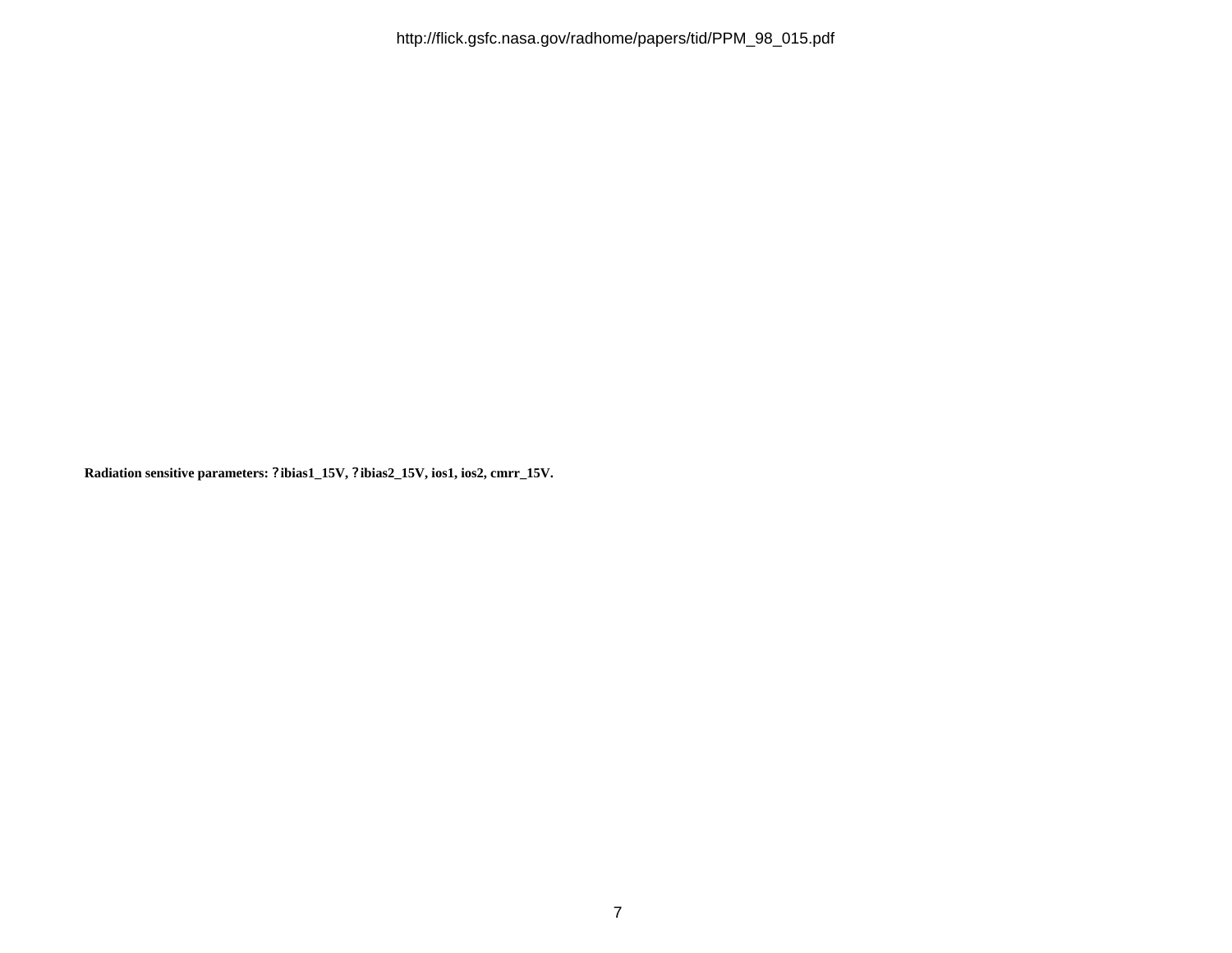**Radiation sensitive parameters: ?ibias1_15V, ?ibias2_15V, ios1, ios2, cmrr_15V.**